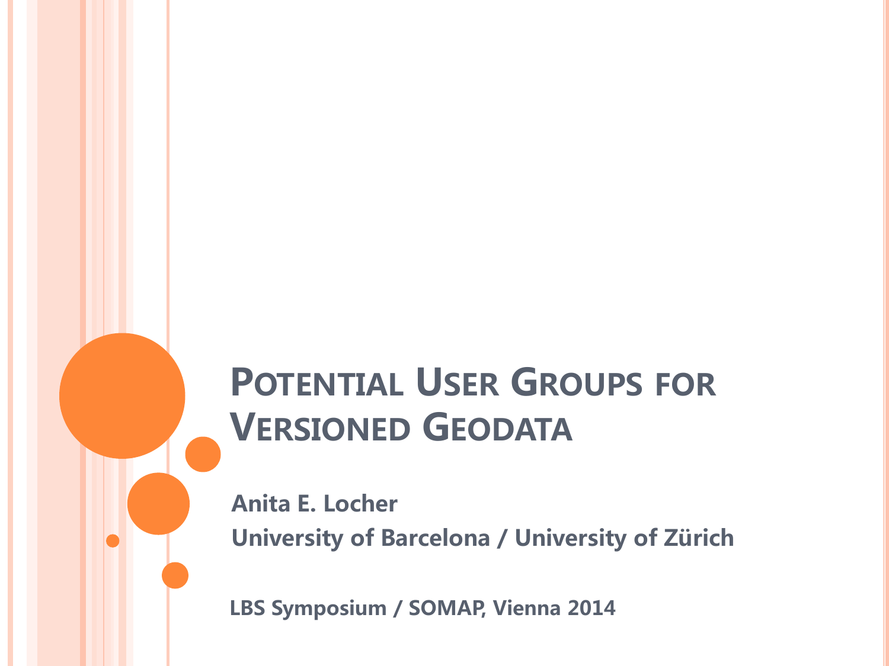# Potential User Groups for Versioned Geodata

**Anita E. Locher**

**University of Barcelona / University of Zürich**

**LBS Symposium / SOMAP, Vienna 2014**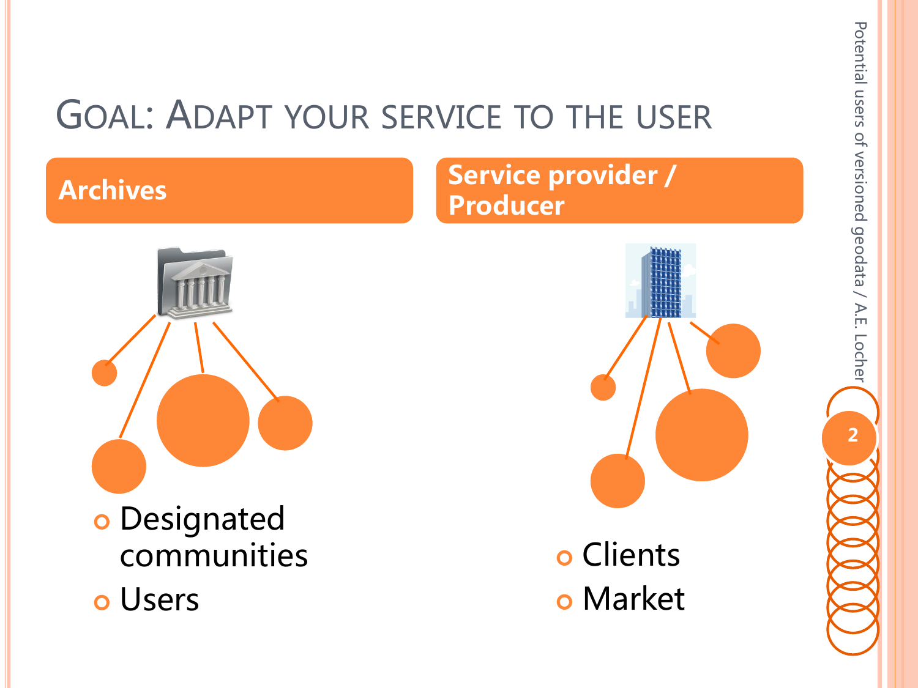# Goal: Adapt your service to the user

**Archives**

- Designated communities
- Users

**Service provider / Producer**

- Clients
- Market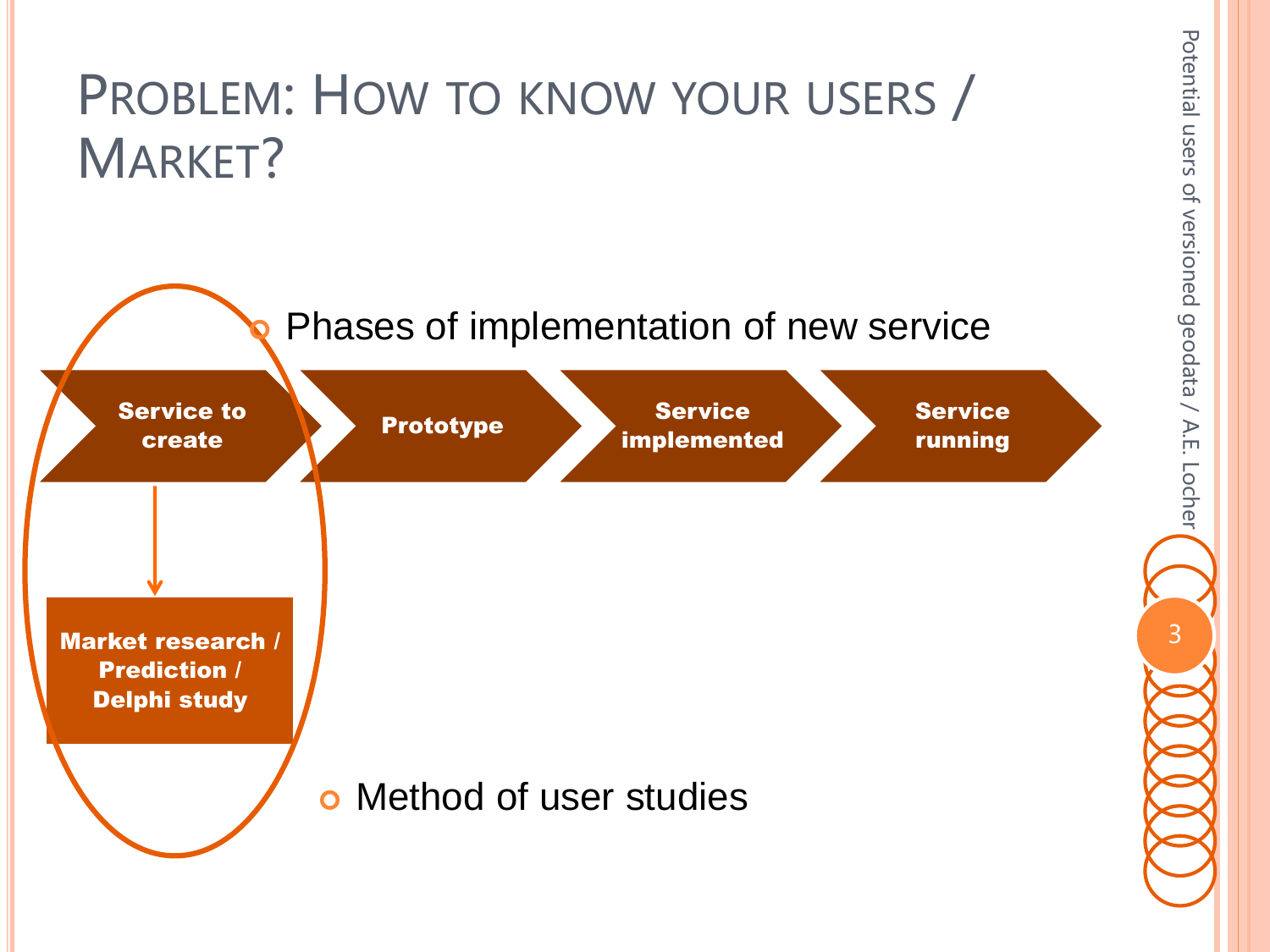# Problem: How to know your users / Market?

- Phases of implementation of new service

Service to create → Prototype → Service implemented → Service running

Service to create ↓ Market research / Prediction / Delphi study

- Method of user studies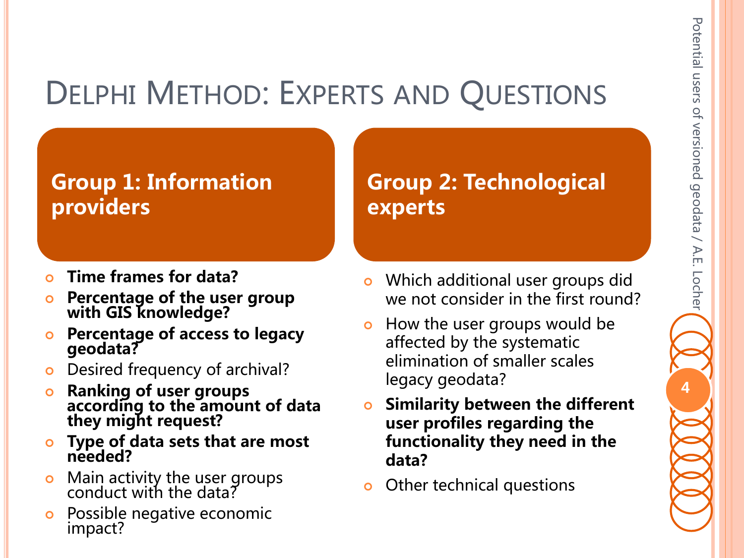# Delphi Method: Experts and Questions

## Group 1: Information providers

- **Time frames for data?**
- **Percentage of the user group with GIS knowledge?**
- **Percentage of access to legacy geodata?**
- Desired frequency of archival?
- **Ranking of user groups according to the amount of data they might request?**
- **Type of data sets that are most needed?**
- Main activity the user groups conduct with the data?
- Possible negative economic impact?

## Group 2: Technological experts

- Which additional user groups did we not consider in the first round?
- How the user groups would be affected by the systematic elimination of smaller scales legacy geodata?
- **Similarity between the different user profiles regarding the functionality they need in the data?**
- Other technical questions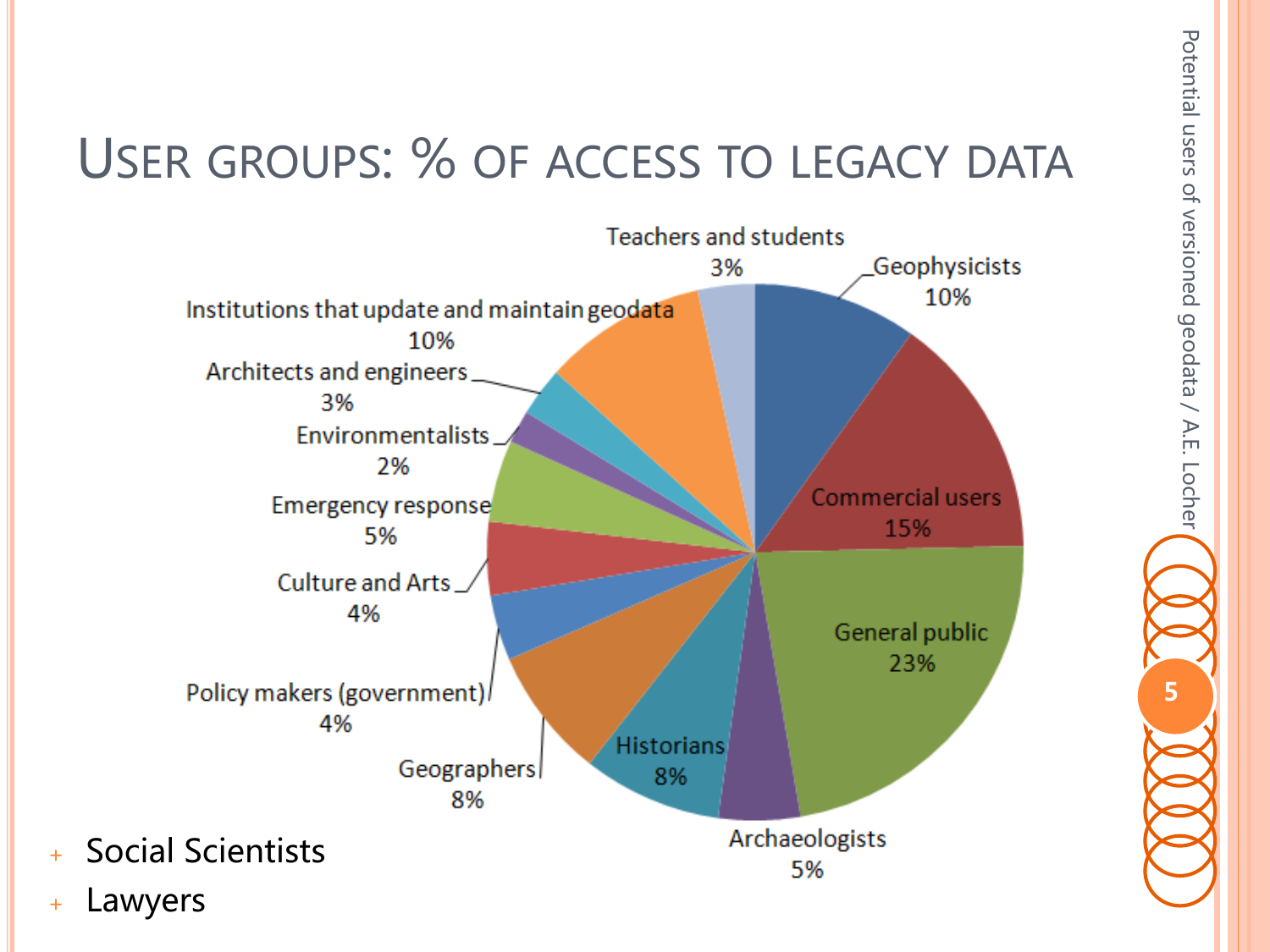# User groups: % of access to legacy data

| User group | % |
| --- | --- |
| Teachers and students | 3% |
| Geophysicists | 10% |
| Commercial users | 15% |
| General public | 23% |
| Archaeologists | 5% |
| Historians | 8% |
| Geographers | 8% |
| Policy makers (government) | 4% |
| Culture and Arts | 4% |
| Emergency response | 5% |
| Environmentalists | 2% |
| Architects and engineers | 3% |
| Institutions that update and maintain geodata | 10% |

- Social Scientists
- Lawyers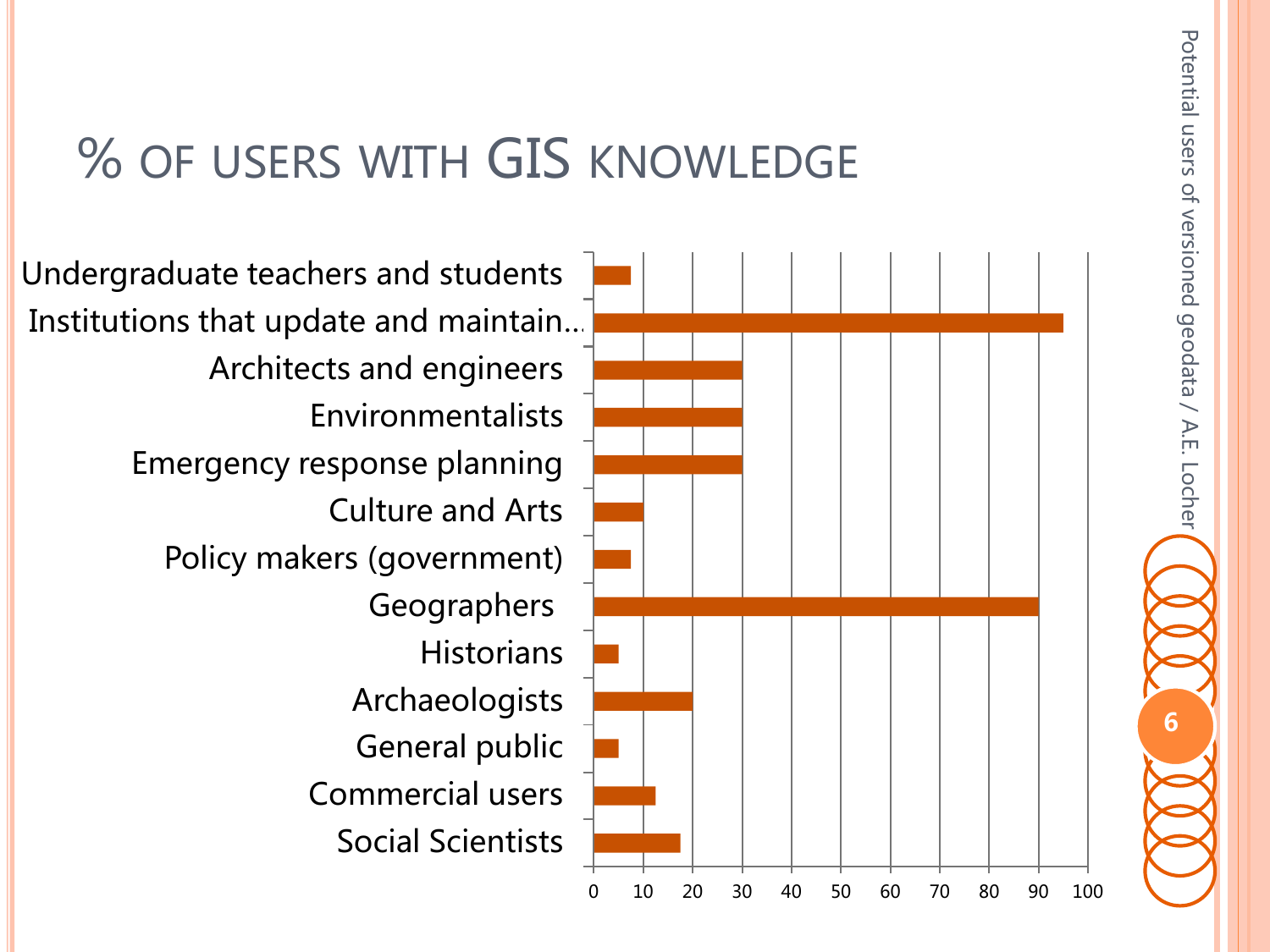# % OF USERS WITH GIS KNOWLEDGE

- Undergraduate teachers and students
- Institutions that update and maintain…
- Architects and engineers
- Environmentalists
- Emergency response planning
- Culture and Arts
- Policy makers (government)
- Geographers
- Historians
- Archaeologists
- General public
- Commercial users
- Social Scientists

0 10 20 30 40 50 60 70 80 90 100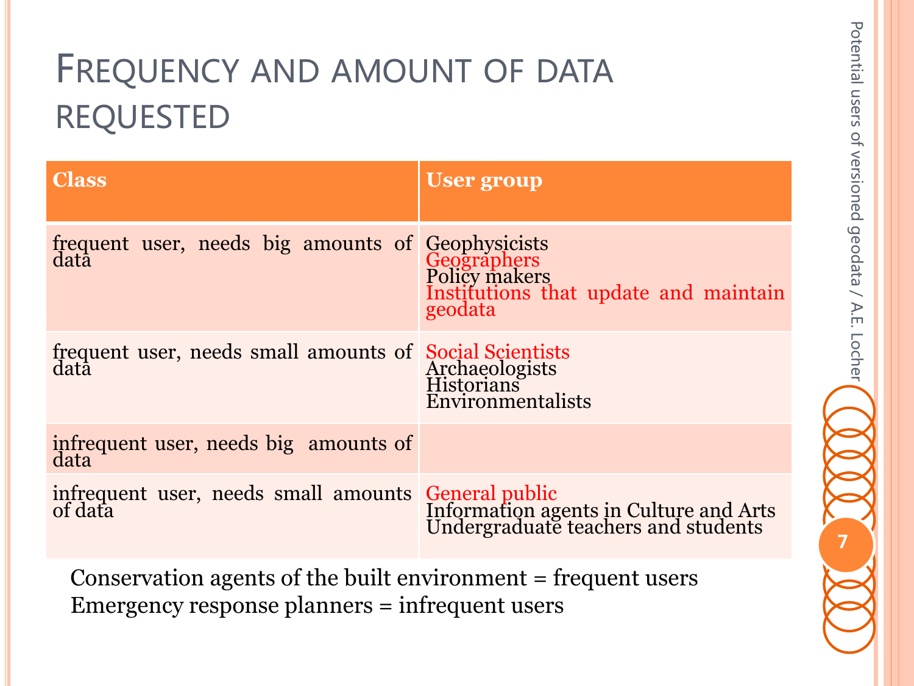# Frequency and amount of data requested

| Class | User group |
|---|---|
| frequent user, needs big amounts of data | Geophysicists<br>Geographers<br>Policy makers<br>Institutions that update and maintain geodata |
| frequent user, needs small amounts of data | Social Scientists<br>Archaeologists<br>Historians<br>Environmentalists |
| infrequent user, needs big amounts of data | |
| infrequent user, needs small amounts of data | General public<br>Information agents in Culture and Arts<br>Undergraduate teachers and students |

Conservation agents of the built environment = frequent users
Emergency response planners = infrequent users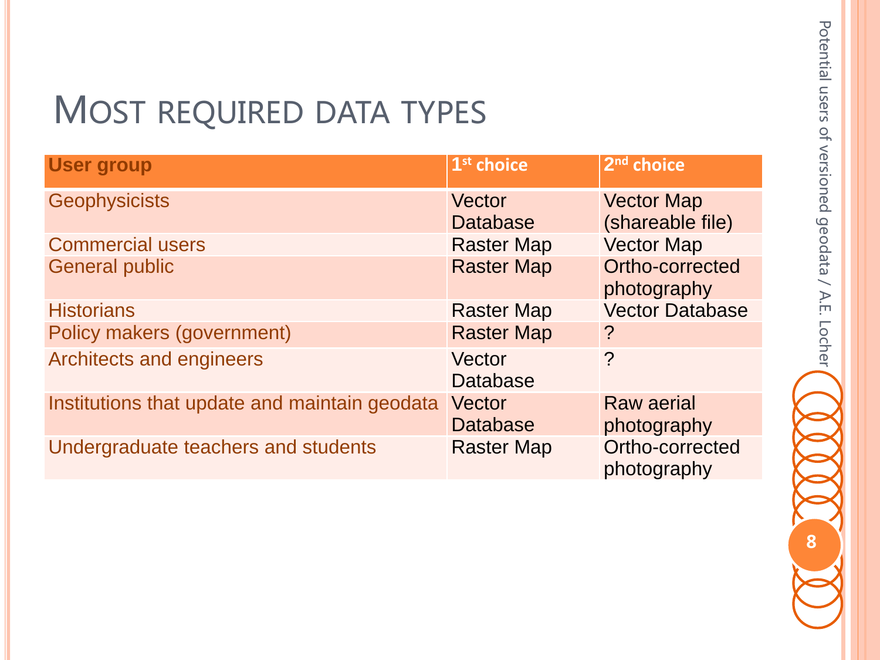# Most required data types

| User group | 1st choice | 2nd choice |
|---|---|---|
| Geophysicists | Vector Database | Vector Map (shareable file) |
| Commercial users | Raster Map | Vector Map |
| General public | Raster Map | Ortho-corrected photography |
| Historians | Raster Map | Vector Database |
| Policy makers (government) | Raster Map | ? |
| Architects and engineers | Vector Database | ? |
| Institutions that update and maintain geodata | Vector Database | Raw aerial photography |
| Undergraduate teachers and students | Raster Map | Ortho-corrected photography |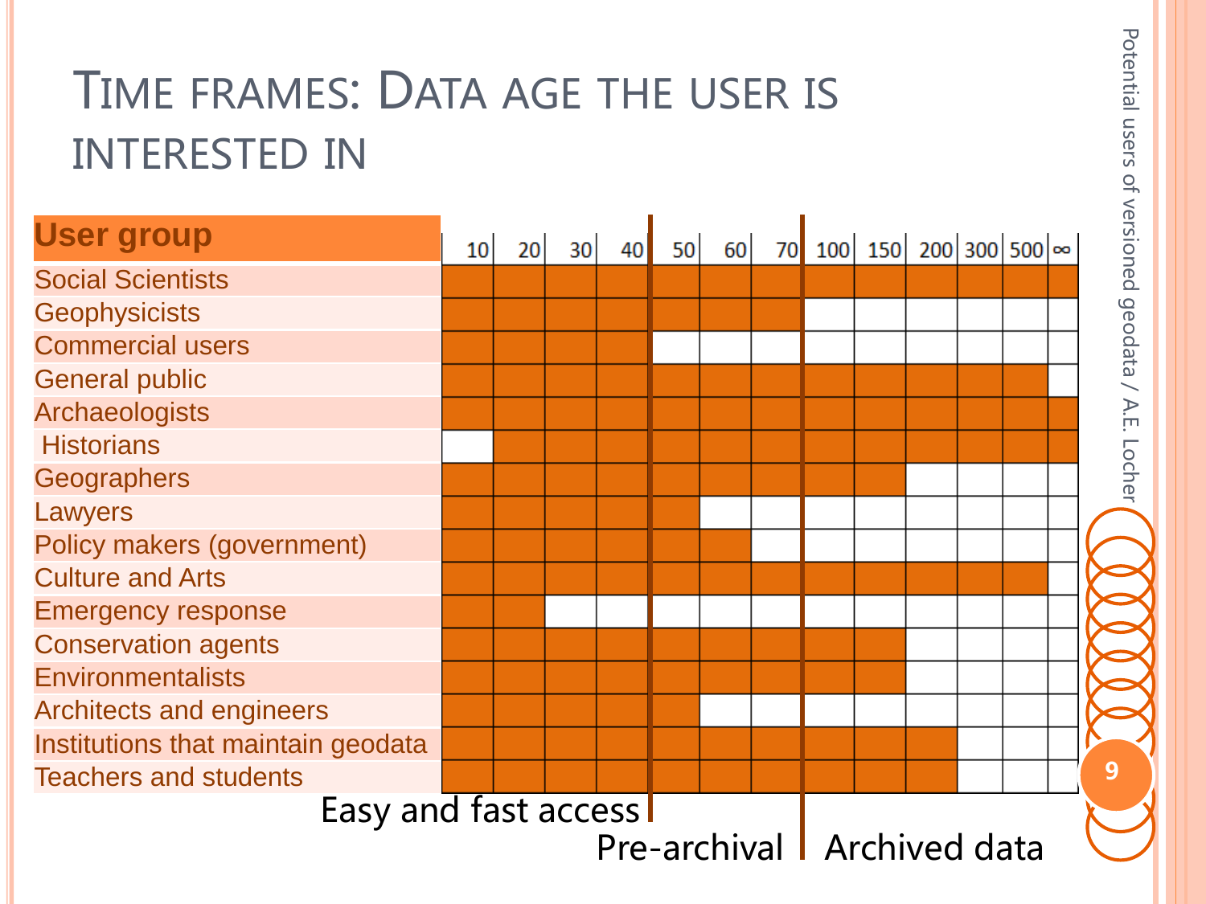# Time frames: Data age the user is interested in

| User group | 10 | 20 | 30 | 40 | 50 | 60 | 70 | 100 | 150 | 200 | 300 | 500 | ∞ |
|---|---|---|---|---|---|---|---|---|---|---|---|---|---|
| Social Scientists | X | X | X | X | X | X | X | X | X | X | X | X | X |
| Geophysicists | X | X | X | X | X | X | X | | | | | | |
| Commercial users | X | X | X | X | | | | | | | | | |
| General public | X | X | X | X | X | X | X | X | X | X | X | X | |
| Archaeologists | X | X | X | X | X | X | X | X | X | X | X | X | X |
| Historians | | X | X | X | X | X | X | X | X | X | X | X | X |
| Geographers | X | X | X | X | X | X | X | X | X | | | | |
| Lawyers | X | X | X | X | X | | | | | | | | |
| Policy makers (government) | X | X | X | X | X | X | | | | | | | |
| Culture and Arts | X | X | X | X | X | X | X | X | X | X | X | X | |
| Emergency response | X | X | | | | | | | | | | | |
| Conservation agents | X | X | X | X | X | X | X | X | X | | | | |
| Environmentalists | X | X | X | X | X | X | X | X | X | | | | |
| Architects and engineers | X | X | X | X | X | | | | | | | | |
| Institutions that maintain geodata | X | X | X | X | X | X | X | X | X | X | | | |
| Teachers and students | X | X | X | X | X | X | X | X | X | X | | | |

Easy and fast access (10–40) | Pre-archival (50–70) | Archived data (100–∞)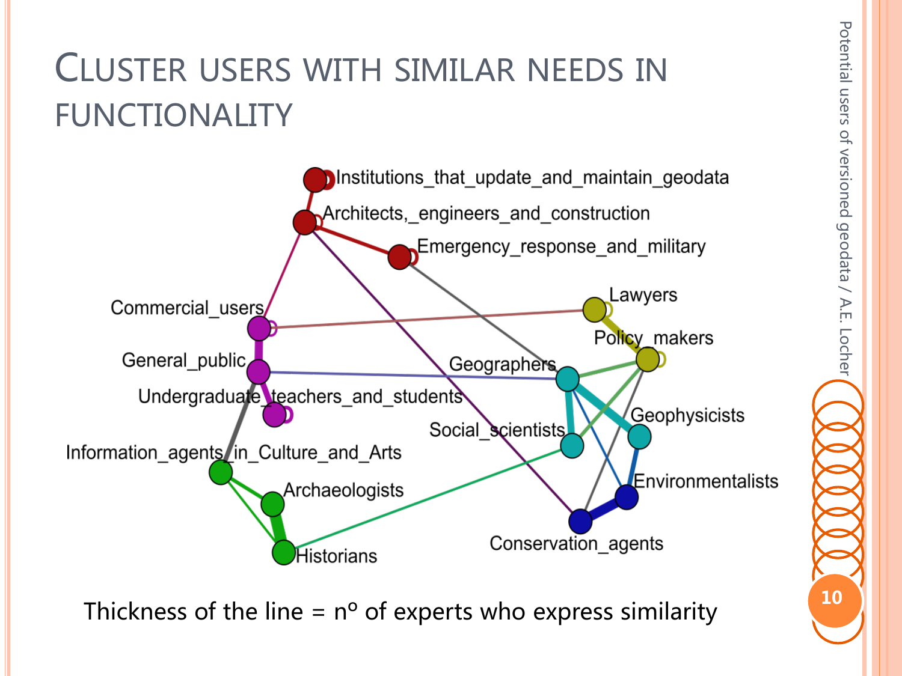# Cluster users with similar needs in functionality

Institutions_that_update_and_maintain_geodata

Architects,_engineers_and_construction

Emergency_response_and_military

Commercial_users

Lawyers

Policy_makers

General_public

Geographers

Undergraduate_teachers_and_students

Geophysicists

Social_scientists

Information_agents_in_Culture_and_Arts

Environmentalists

Archaeologists

Conservation_agents

Historians

Thickness of the line = nº of experts who express similarity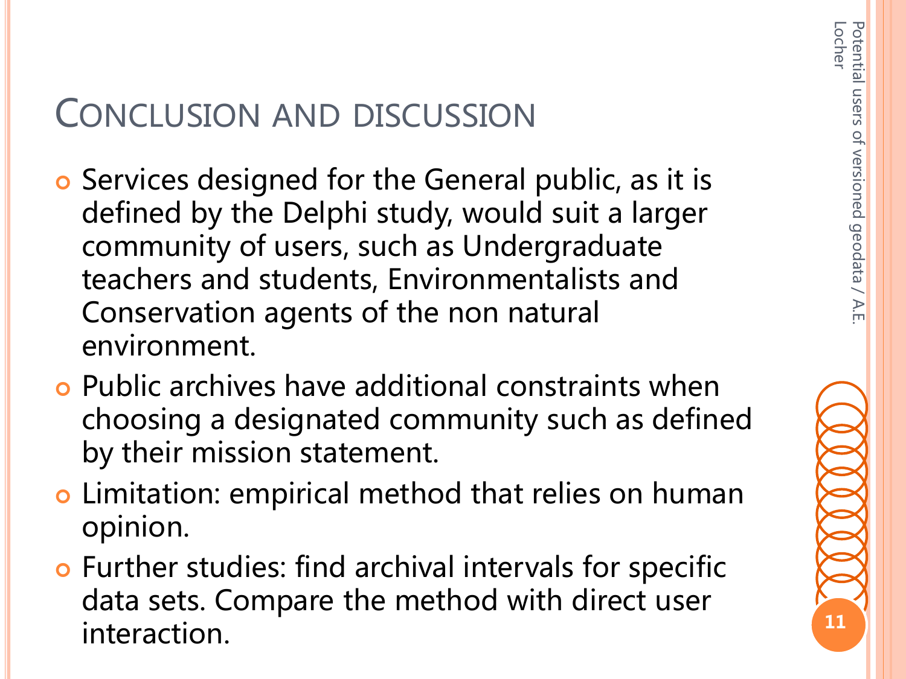# Conclusion and discussion

- Services designed for the General public, as it is defined by the Delphi study, would suit a larger community of users, such as Undergraduate teachers and students, Environmentalists and Conservation agents of the non natural environment.
- Public archives have additional constraints when choosing a designated community such as defined by their mission statement.
- Limitation: empirical method that relies on human opinion.
- Further studies: find archival intervals for specific data sets. Compare the method with direct user interaction.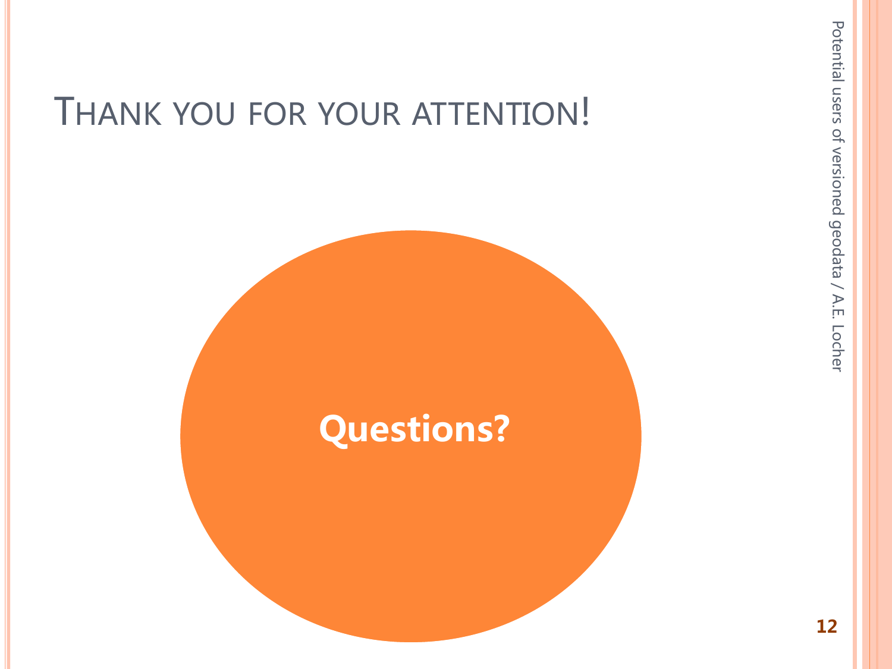# Thank you for your attention!

**Questions?**